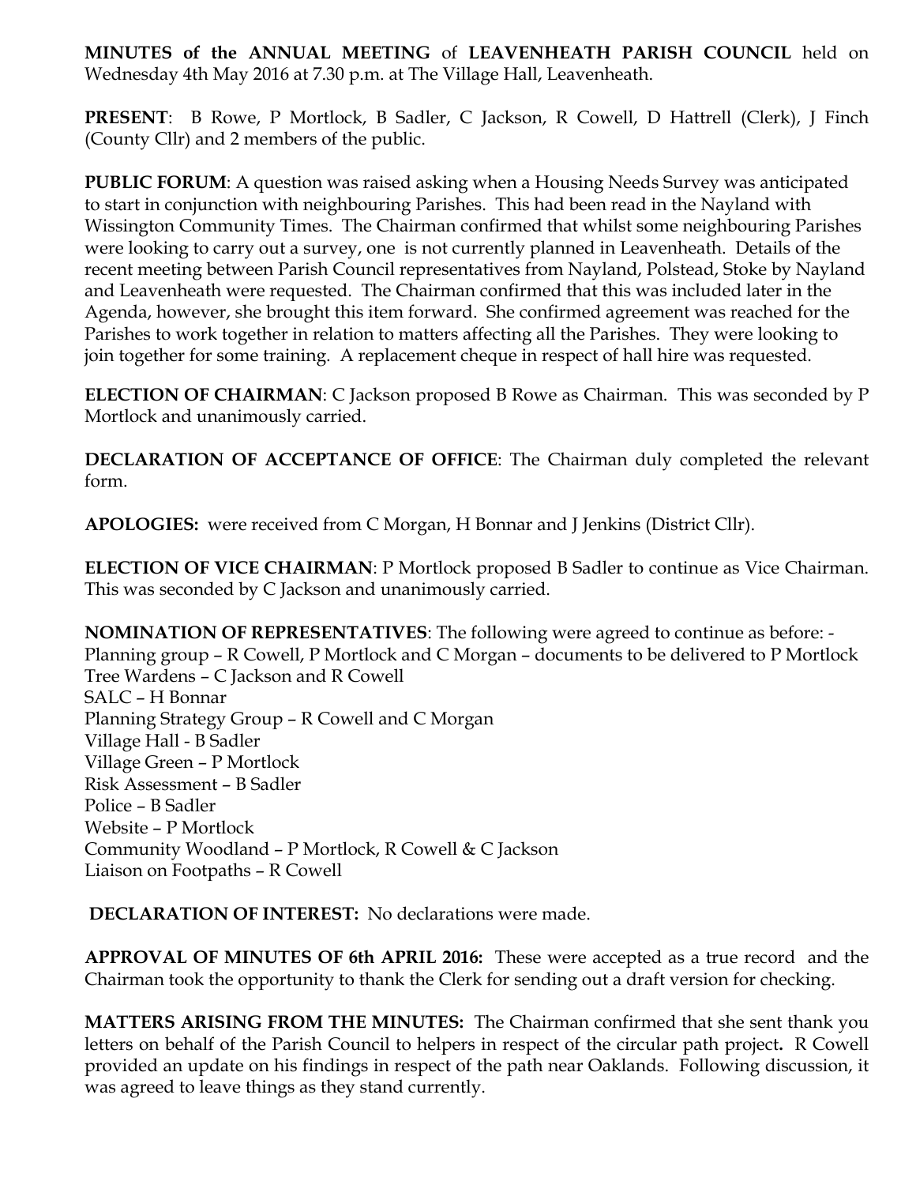**MINUTES of the ANNUAL MEETING** of **LEAVENHEATH PARISH COUNCIL** held on Wednesday 4th May 2016 at 7.30 p.m. at The Village Hall, Leavenheath.

**PRESENT**: B Rowe, P Mortlock, B Sadler, C Jackson, R Cowell, D Hattrell (Clerk), J Finch (County Cllr) and 2 members of the public.

**PUBLIC FORUM**: A question was raised asking when a Housing Needs Survey was anticipated to start in conjunction with neighbouring Parishes. This had been read in the Nayland with Wissington Community Times. The Chairman confirmed that whilst some neighbouring Parishes were looking to carry out a survey, one is not currently planned in Leavenheath. Details of the recent meeting between Parish Council representatives from Nayland, Polstead, Stoke by Nayland and Leavenheath were requested. The Chairman confirmed that this was included later in the Agenda, however, she brought this item forward. She confirmed agreement was reached for the Parishes to work together in relation to matters affecting all the Parishes. They were looking to join together for some training. A replacement cheque in respect of hall hire was requested.

**ELECTION OF CHAIRMAN**: C Jackson proposed B Rowe as Chairman. This was seconded by P Mortlock and unanimously carried.

**DECLARATION OF ACCEPTANCE OF OFFICE**: The Chairman duly completed the relevant form.

**APOLOGIES:** were received from C Morgan, H Bonnar and J Jenkins (District Cllr).

**ELECTION OF VICE CHAIRMAN**: P Mortlock proposed B Sadler to continue as Vice Chairman. This was seconded by C Jackson and unanimously carried.

**NOMINATION OF REPRESENTATIVES**: The following were agreed to continue as before: -
Planning group – R Cowell, P Mortlock and C Morgan – documents to be delivered to P Mortlock
Tree Wardens – C Jackson and R Cowell
SALC – H Bonnar
Planning Strategy Group – R Cowell and C Morgan
Village Hall - B Sadler
Village Green – P Mortlock
Risk Assessment – B Sadler
Police – B Sadler
Website – P Mortlock
Community Woodland – P Mortlock, R Cowell & C Jackson
Liaison on Footpaths – R Cowell

**DECLARATION OF INTEREST:** No declarations were made.

**APPROVAL OF MINUTES OF 6th APRIL 2016:** These were accepted as a true record and the Chairman took the opportunity to thank the Clerk for sending out a draft version for checking.

**MATTERS ARISING FROM THE MINUTES:** The Chairman confirmed that she sent thank you letters on behalf of the Parish Council to helpers in respect of the circular path project**.** R Cowell provided an update on his findings in respect of the path near Oaklands. Following discussion, it was agreed to leave things as they stand currently.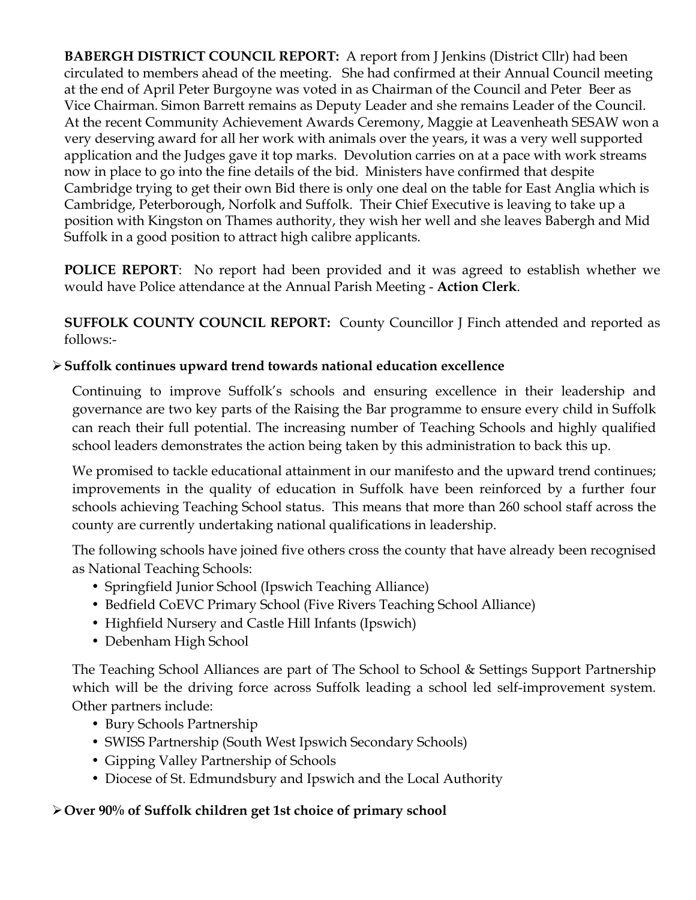**BABERGH DISTRICT COUNCIL REPORT:** A report from J Jenkins (District Cllr) had been circulated to members ahead of the meeting. She had confirmed at their Annual Council meeting at the end of April Peter Burgoyne was voted in as Chairman of the Council and Peter Beer as Vice Chairman. Simon Barrett remains as Deputy Leader and she remains Leader of the Council. At the recent Community Achievement Awards Ceremony, Maggie at Leavenheath SESAW won a very deserving award for all her work with animals over the years, it was a very well supported application and the Judges gave it top marks. Devolution carries on at a pace with work streams now in place to go into the fine details of the bid. Ministers have confirmed that despite Cambridge trying to get their own Bid there is only one deal on the table for East Anglia which is Cambridge, Peterborough, Norfolk and Suffolk. Their Chief Executive is leaving to take up a position with Kingston on Thames authority, they wish her well and she leaves Babergh and Mid Suffolk in a good position to attract high calibre applicants.

**POLICE REPORT**: No report had been provided and it was agreed to establish whether we would have Police attendance at the Annual Parish Meeting - **Action Clerk**.

**SUFFOLK COUNTY COUNCIL REPORT:** County Councillor J Finch attended and reported as follows:-

- **Suffolk continues upward trend towards national education excellence**

  Continuing to improve Suffolk's schools and ensuring excellence in their leadership and governance are two key parts of the Raising the Bar programme to ensure every child in Suffolk can reach their full potential. The increasing number of Teaching Schools and highly qualified school leaders demonstrates the action being taken by this administration to back this up.

  We promised to tackle educational attainment in our manifesto and the upward trend continues; improvements in the quality of education in Suffolk have been reinforced by a further four schools achieving Teaching School status. This means that more than 260 school staff across the county are currently undertaking national qualifications in leadership.

  The following schools have joined five others cross the county that have already been recognised as National Teaching Schools:

  - Springfield Junior School (Ipswich Teaching Alliance)
  - Bedfield CoEVC Primary School (Five Rivers Teaching School Alliance)
  - Highfield Nursery and Castle Hill Infants (Ipswich)
  - Debenham High School

  The Teaching School Alliances are part of The School to School & Settings Support Partnership which will be the driving force across Suffolk leading a school led self-improvement system. Other partners include:

  - Bury Schools Partnership
  - SWISS Partnership (South West Ipswich Secondary Schools)
  - Gipping Valley Partnership of Schools
  - Diocese of St. Edmundsbury and Ipswich and the Local Authority

- **Over 90% of Suffolk children get 1st choice of primary school**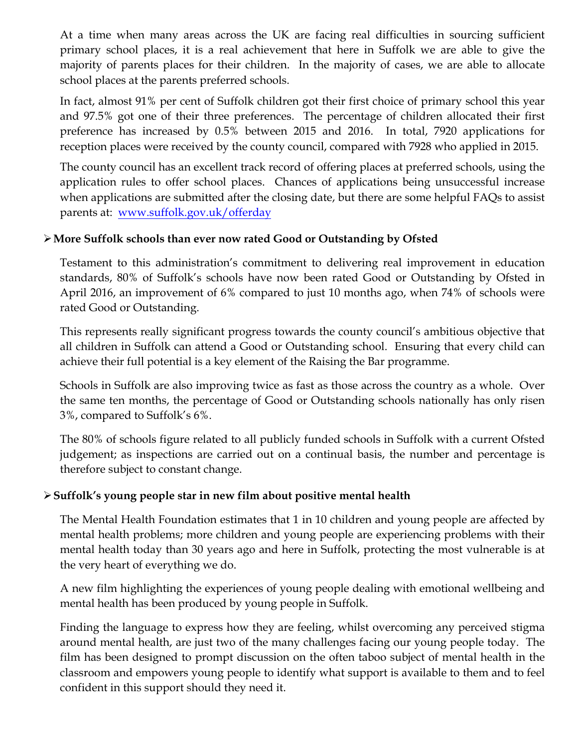At a time when many areas across the UK are facing real difficulties in sourcing sufficient primary school places, it is a real achievement that here in Suffolk we are able to give the majority of parents places for their children. In the majority of cases, we are able to allocate school places at the parents preferred schools.

In fact, almost 91% per cent of Suffolk children got their first choice of primary school this year and 97.5% got one of their three preferences. The percentage of children allocated their first preference has increased by 0.5% between 2015 and 2016. In total, 7920 applications for reception places were received by the county council, compared with 7928 who applied in 2015.

The county council has an excellent track record of offering places at preferred schools, using the application rules to offer school places. Chances of applications being unsuccessful increase when applications are submitted after the closing date, but there are some helpful FAQs to assist parents at: [www.suffolk.gov.uk/offerday](www.suffolk.gov.uk/offerday)

- **More Suffolk schools than ever now rated Good or Outstanding by Ofsted**

Testament to this administration's commitment to delivering real improvement in education standards, 80% of Suffolk's schools have now been rated Good or Outstanding by Ofsted in April 2016, an improvement of 6% compared to just 10 months ago, when 74% of schools were rated Good or Outstanding.

This represents really significant progress towards the county council's ambitious objective that all children in Suffolk can attend a Good or Outstanding school. Ensuring that every child can achieve their full potential is a key element of the Raising the Bar programme.

Schools in Suffolk are also improving twice as fast as those across the country as a whole. Over the same ten months, the percentage of Good or Outstanding schools nationally has only risen 3%, compared to Suffolk's 6%.

The 80% of schools figure related to all publicly funded schools in Suffolk with a current Ofsted judgement; as inspections are carried out on a continual basis, the number and percentage is therefore subject to constant change.

- **Suffolk's young people star in new film about positive mental health**

The Mental Health Foundation estimates that 1 in 10 children and young people are affected by mental health problems; more children and young people are experiencing problems with their mental health today than 30 years ago and here in Suffolk, protecting the most vulnerable is at the very heart of everything we do.

A new film highlighting the experiences of young people dealing with emotional wellbeing and mental health has been produced by young people in Suffolk.

Finding the language to express how they are feeling, whilst overcoming any perceived stigma around mental health, are just two of the many challenges facing our young people today. The film has been designed to prompt discussion on the often taboo subject of mental health in the classroom and empowers young people to identify what support is available to them and to feel confident in this support should they need it.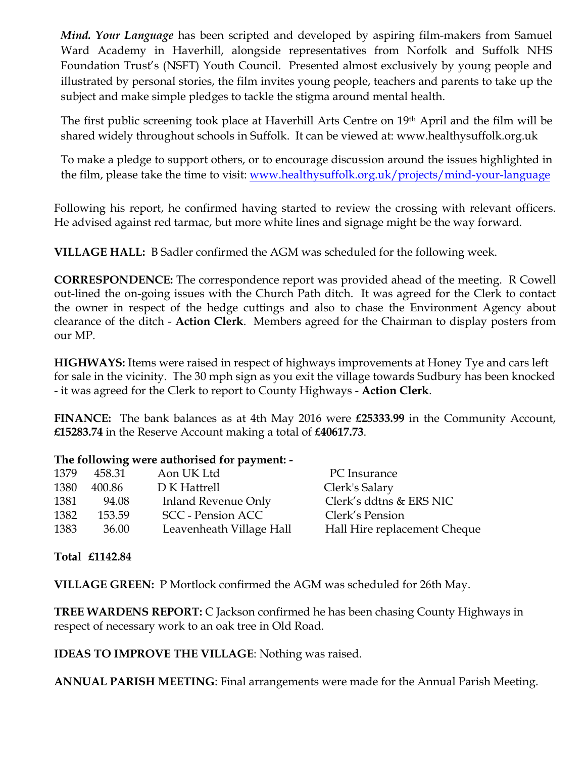*Mind. Your Language* has been scripted and developed by aspiring film-makers from Samuel Ward Academy in Haverhill, alongside representatives from Norfolk and Suffolk NHS Foundation Trust's (NSFT) Youth Council. Presented almost exclusively by young people and illustrated by personal stories, the film invites young people, teachers and parents to take up the subject and make simple pledges to tackle the stigma around mental health.

The first public screening took place at Haverhill Arts Centre on 19th April and the film will be shared widely throughout schools in Suffolk. It can be viewed at: www.healthysuffolk.org.uk

To make a pledge to support others, or to encourage discussion around the issues highlighted in the film, please take the time to visit: www.healthysuffolk.org.uk/projects/mind-your-language

Following his report, he confirmed having started to review the crossing with relevant officers. He advised against red tarmac, but more white lines and signage might be the way forward.

**VILLAGE HALL:** B Sadler confirmed the AGM was scheduled for the following week.

**CORRESPONDENCE:** The correspondence report was provided ahead of the meeting. R Cowell out-lined the on-going issues with the Church Path ditch. It was agreed for the Clerk to contact the owner in respect of the hedge cuttings and also to chase the Environment Agency about clearance of the ditch - **Action Clerk**. Members agreed for the Chairman to display posters from our MP.

**HIGHWAYS:** Items were raised in respect of highways improvements at Honey Tye and cars left for sale in the vicinity. The 30 mph sign as you exit the village towards Sudbury has been knocked - it was agreed for the Clerk to report to County Highways - **Action Clerk**.

**FINANCE:** The bank balances as at 4th May 2016 were **£25333.99** in the Community Account, **£15283.74** in the Reserve Account making a total of **£40617.73**.

**The following were authorised for payment: -**

| | | | |
|---|---|---|---|
| 1379 | 458.31 | Aon UK Ltd | PC Insurance |
| 1380 | 400.86 | D K Hattrell | Clerk's Salary |
| 1381 | 94.08 | Inland Revenue Only | Clerk's ddtns & ERS NIC |
| 1382 | 153.59 | SCC - Pension ACC | Clerk's Pension |
| 1383 | 36.00 | Leavenheath Village Hall | Hall Hire replacement Cheque |

**Total £1142.84**

**VILLAGE GREEN:** P Mortlock confirmed the AGM was scheduled for 26th May.

**TREE WARDENS REPORT:** C Jackson confirmed he has been chasing County Highways in respect of necessary work to an oak tree in Old Road.

**IDEAS TO IMPROVE THE VILLAGE**: Nothing was raised.

**ANNUAL PARISH MEETING**: Final arrangements were made for the Annual Parish Meeting.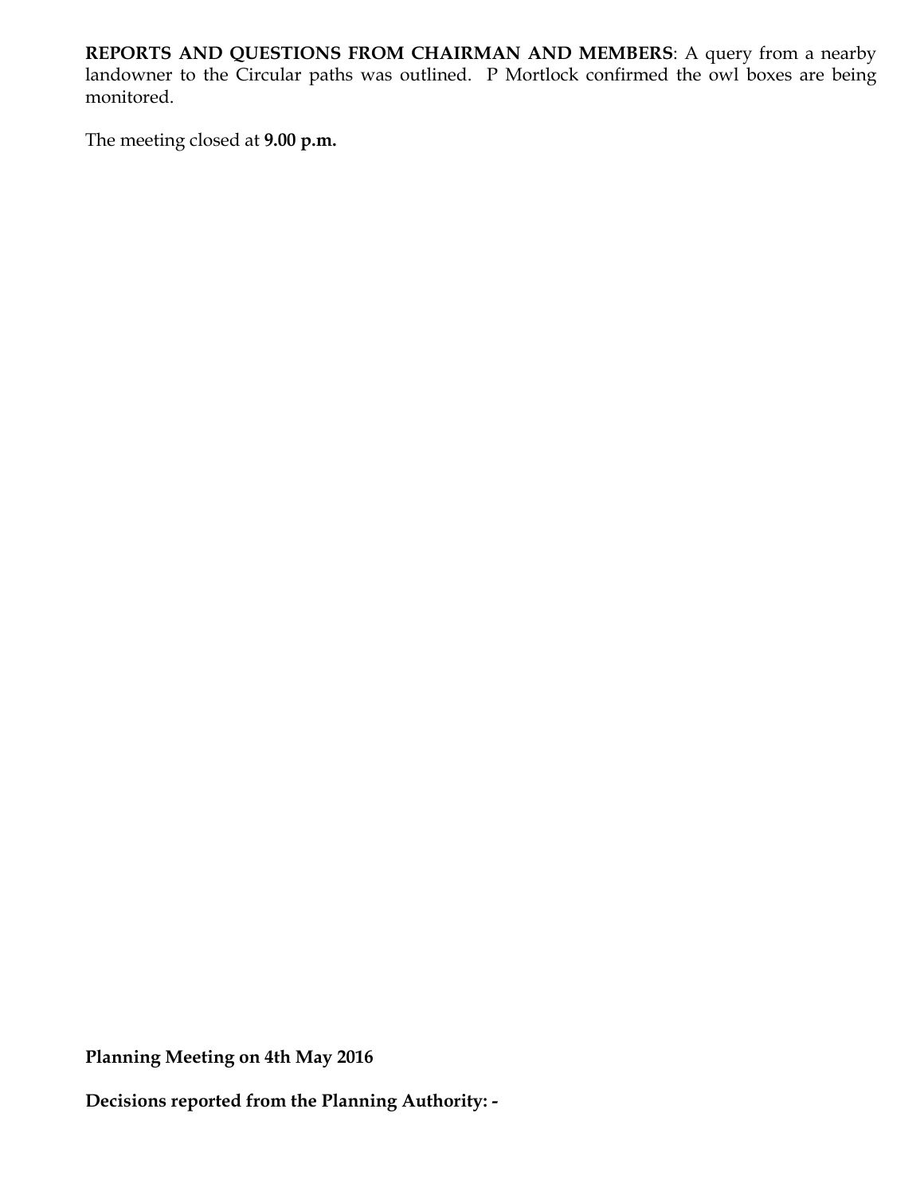**REPORTS AND QUESTIONS FROM CHAIRMAN AND MEMBERS**: A query from a nearby landowner to the Circular paths was outlined. P Mortlock confirmed the owl boxes are being monitored.

The meeting closed at **9.00 p.m.**

**Planning Meeting on 4th May 2016**

**Decisions reported from the Planning Authority: -**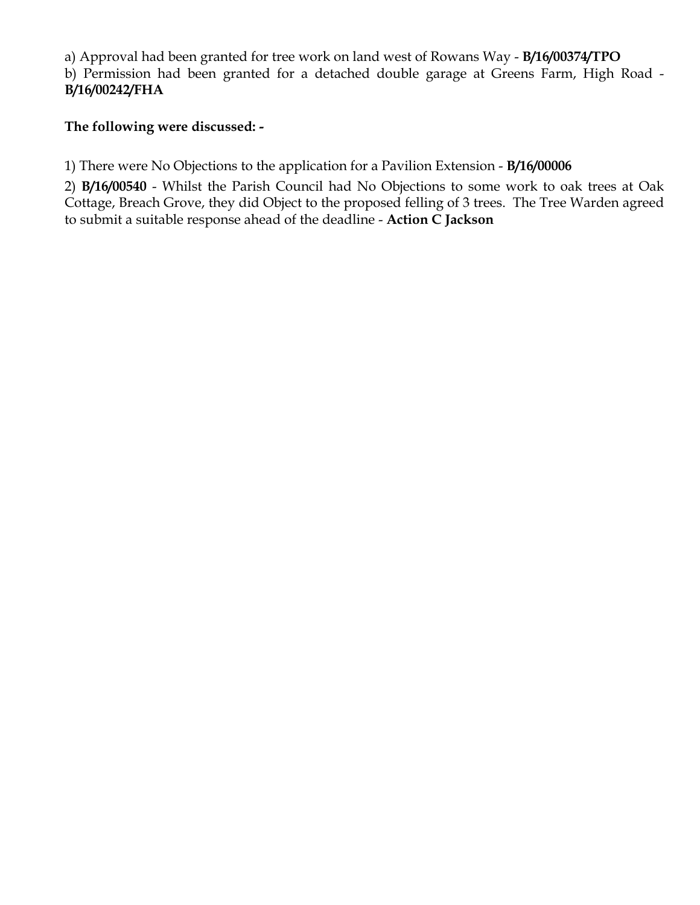a) Approval had been granted for tree work on land west of Rowans Way - **B/16/00374/TPO**
b) Permission had been granted for a detached double garage at Greens Farm, High Road - **B/16/00242/FHA**

**The following were discussed: -**

1) There were No Objections to the application for a Pavilion Extension - **B/16/00006**

2) **B/16/00540** - Whilst the Parish Council had No Objections to some work to oak trees at Oak Cottage, Breach Grove, they did Object to the proposed felling of 3 trees. The Tree Warden agreed to submit a suitable response ahead of the deadline - **Action C Jackson**